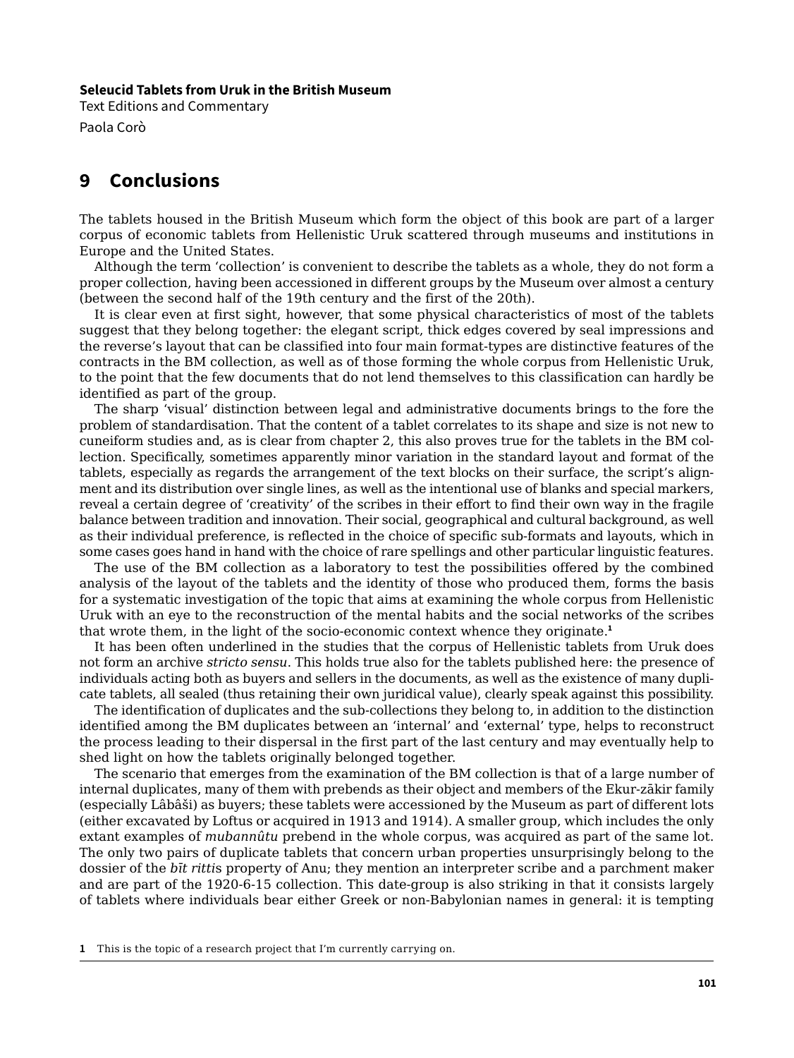# 9 Conclusions

The tablets housed in the British Museum which form the object of this book are part of a larger corpus of economic tablets from Hellenistic Uruk scattered through museums and institutions in Europe and the United States.

Although the term 'collection' is convenient to describe the tablets as a whole, they do not form a proper collection, having been accessioned in different groups by the Museum over almost a century (between the second half of the 19th century and the first of the 20th).

It is clear even at first sight, however, that some physical characteristics of most of the tablets suggest that they belong together: the elegant script, thick edges covered by seal impressions and the reverse's layout that can be classified into four main format-types are distinctive features of the contracts in the BM collection, as well as of those forming the whole corpus from Hellenistic Uruk, to the point that the few documents that do not lend themselves to this classification can hardly be identified as part of the group.

The sharp 'visual' distinction between legal and administrative documents brings to the fore the problem of standardisation. That the content of a tablet correlates to its shape and size is not new to cuneiform studies and, as is clear from chapter 2, this also proves true for the tablets in the BM collection. Specifically, sometimes apparently minor variation in the standard layout and format of the tablets, especially as regards the arrangement of the text blocks on their surface, the script's alignment and its distribution over single lines, as well as the intentional use of blanks and special markers, reveal a certain degree of 'creativity' of the scribes in their effort to find their own way in the fragile balance between tradition and innovation. Their social, geographical and cultural background, as well as their individual preference, is reflected in the choice of specific sub-formats and layouts, which in some cases goes hand in hand with the choice of rare spellings and other particular linguistic features.

The use of the BM collection as a laboratory to test the possibilities offered by the combined analysis of the layout of the tablets and the identity of those who produced them, forms the basis for a systematic investigation of the topic that aims at examining the whole corpus from Hellenistic Uruk with an eye to the reconstruction of the mental habits and the social networks of the scribes that wrote them, in the light of the socio-economic context whence they originate.[1]

It has been often underlined in the studies that the corpus of Hellenistic tablets from Uruk does not form an archive *stricto sensu*. This holds true also for the tablets published here: the presence of individuals acting both as buyers and sellers in the documents, as well as the existence of many duplicate tablets, all sealed (thus retaining their own juridical value), clearly speak against this possibility.

The identification of duplicates and the sub-collections they belong to, in addition to the distinction identified among the BM duplicates between an 'internal' and 'external' type, helps to reconstruct the process leading to their dispersal in the first part of the last century and may eventually help to shed light on how the tablets originally belonged together.

The scenario that emerges from the examination of the BM collection is that of a large number of internal duplicates, many of them with prebends as their object and members of the Ekur-zākir family (especially Lâbâši) as buyers; these tablets were accessioned by the Museum as part of different lots (either excavated by Loftus or acquired in 1913 and 1914). A smaller group, which includes the only extant examples of *mubannûtu* prebend in the whole corpus, was acquired as part of the same lot. The only two pairs of duplicate tablets that concern urban properties unsurprisingly belong to the dossier of the *bīt ritti*s property of Anu; they mention an interpreter scribe and a parchment maker and are part of the 1920-6-15 collection. This date-group is also striking in that it consists largely of tablets where individuals bear either Greek or non-Babylonian names in general: it is tempting

[1] This is the topic of a research project that I'm currently carrying on.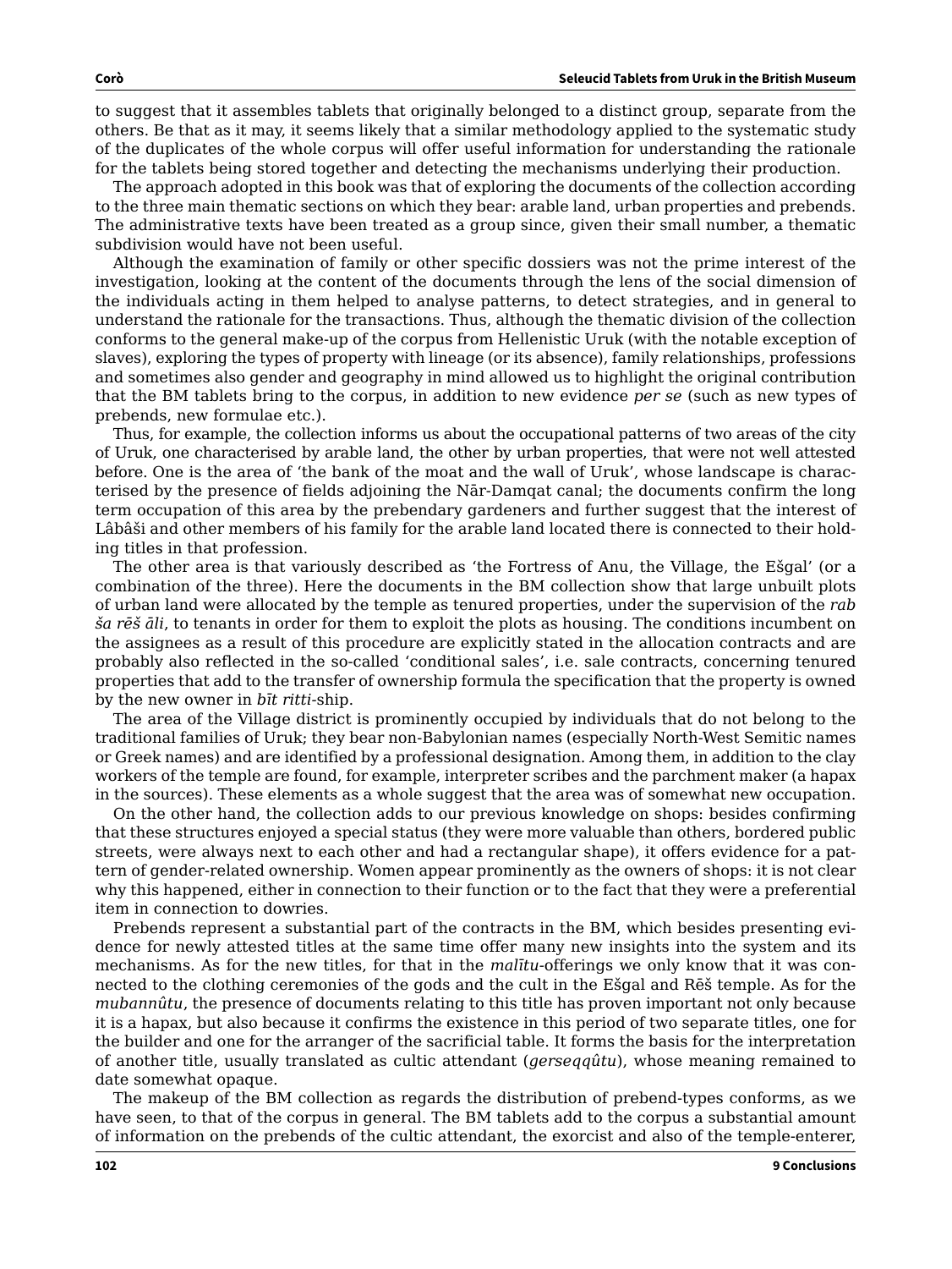to suggest that it assembles tablets that originally belonged to a distinct group, separate from the others. Be that as it may, it seems likely that a similar methodology applied to the systematic study of the duplicates of the whole corpus will offer useful information for understanding the rationale for the tablets being stored together and detecting the mechanisms underlying their production.

The approach adopted in this book was that of exploring the documents of the collection according to the three main thematic sections on which they bear: arable land, urban properties and prebends. The administrative texts have been treated as a group since, given their small number, a thematic subdivision would have not been useful.

Although the examination of family or other specific dossiers was not the prime interest of the investigation, looking at the content of the documents through the lens of the social dimension of the individuals acting in them helped to analyse patterns, to detect strategies, and in general to understand the rationale for the transactions. Thus, although the thematic division of the collection conforms to the general make-up of the corpus from Hellenistic Uruk (with the notable exception of slaves), exploring the types of property with lineage (or its absence), family relationships, professions and sometimes also gender and geography in mind allowed us to highlight the original contribution that the BM tablets bring to the corpus, in addition to new evidence *per se* (such as new types of prebends, new formulae etc.).

Thus, for example, the collection informs us about the occupational patterns of two areas of the city of Uruk, one characterised by arable land, the other by urban properties, that were not well attested before. One is the area of 'the bank of the moat and the wall of Uruk', whose landscape is characterised by the presence of fields adjoining the Nār-Damqat canal; the documents confirm the long term occupation of this area by the prebendary gardeners and further suggest that the interest of Lâbâši and other members of his family for the arable land located there is connected to their holding titles in that profession.

The other area is that variously described as 'the Fortress of Anu, the Village, the Ešgal' (or a combination of the three). Here the documents in the BM collection show that large unbuilt plots of urban land were allocated by the temple as tenured properties, under the supervision of the *rab ša rēš āli*, to tenants in order for them to exploit the plots as housing. The conditions incumbent on the assignees as a result of this procedure are explicitly stated in the allocation contracts and are probably also reflected in the so-called 'conditional sales', i.e. sale contracts, concerning tenured properties that add to the transfer of ownership formula the specification that the property is owned by the new owner in *bīt ritti*-ship.

The area of the Village district is prominently occupied by individuals that do not belong to the traditional families of Uruk; they bear non-Babylonian names (especially North-West Semitic names or Greek names) and are identified by a professional designation. Among them, in addition to the clay workers of the temple are found, for example, interpreter scribes and the parchment maker (a hapax in the sources). These elements as a whole suggest that the area was of somewhat new occupation.

On the other hand, the collection adds to our previous knowledge on shops: besides confirming that these structures enjoyed a special status (they were more valuable than others, bordered public streets, were always next to each other and had a rectangular shape), it offers evidence for a pattern of gender-related ownership. Women appear prominently as the owners of shops: it is not clear why this happened, either in connection to their function or to the fact that they were a preferential item in connection to dowries.

Prebends represent a substantial part of the contracts in the BM, which besides presenting evidence for newly attested titles at the same time offer many new insights into the system and its mechanisms. As for the new titles, for that in the *malītu*-offerings we only know that it was connected to the clothing ceremonies of the gods and the cult in the Ešgal and Rēš temple. As for the *mubannûtu*, the presence of documents relating to this title has proven important not only because it is a hapax, but also because it confirms the existence in this period of two separate titles, one for the builder and one for the arranger of the sacrificial table. It forms the basis for the interpretation of another title, usually translated as cultic attendant (*gerseqqûtu*), whose meaning remained to date somewhat opaque.

The makeup of the BM collection as regards the distribution of prebend-types conforms, as we have seen, to that of the corpus in general. The BM tablets add to the corpus a substantial amount of information on the prebends of the cultic attendant, the exorcist and also of the temple-enterer,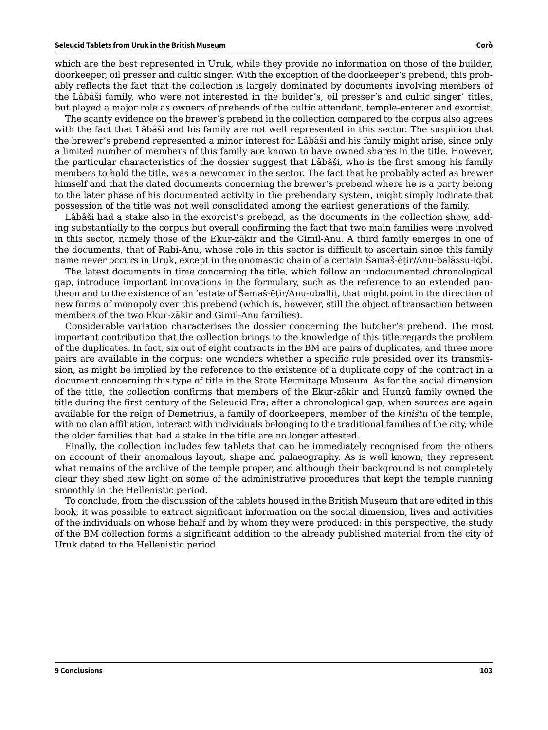which are the best represented in Uruk, while they provide no information on those of the builder, doorkeeper, oil presser and cultic singer. With the exception of the doorkeeper's prebend, this probably reflects the fact that the collection is largely dominated by documents involving members of the Lâbâši family, who were not interested in the builder's, oil presser's and cultic singer' titles, but played a major role as owners of prebends of the cultic attendant, temple-enterer and exorcist.

The scanty evidence on the brewer's prebend in the collection compared to the corpus also agrees with the fact that Lâbâši and his family are not well represented in this sector. The suspicion that the brewer's prebend represented a minor interest for Lâbâši and his family might arise, since only a limited number of members of this family are known to have owned shares in the title. However, the particular characteristics of the dossier suggest that Lâbâši, who is the first among his family members to hold the title, was a newcomer in the sector. The fact that he probably acted as brewer himself and that the dated documents concerning the brewer's prebend where he is a party belong to the later phase of his documented activity in the prebendary system, might simply indicate that possession of the title was not well consolidated among the earliest generations of the family.

Lâbâši had a stake also in the exorcist's prebend, as the documents in the collection show, adding substantially to the corpus but overall confirming the fact that two main families were involved in this sector, namely those of the Ekur-zākir and the Gimil-Anu. A third family emerges in one of the documents, that of Rabi-Anu, whose role in this sector is difficult to ascertain since this family name never occurs in Uruk, except in the onomastic chain of a certain Šamaš-ēṭir/Anu-balāssu-iqbi.

The latest documents in time concerning the title, which follow an undocumented chronological gap, introduce important innovations in the formulary, such as the reference to an extended pantheon and to the existence of an 'estate of Šamaš-ēṭir/Anu-uballiṭ, that might point in the direction of new forms of monopoly over this prebend (which is, however, still the object of transaction between members of the two Ekur-zākir and Gimil-Anu families).

Considerable variation characterises the dossier concerning the butcher's prebend. The most important contribution that the collection brings to the knowledge of this title regards the problem of the duplicates. In fact, six out of eight contracts in the BM are pairs of duplicates, and three more pairs are available in the corpus: one wonders whether a specific rule presided over its transmission, as might be implied by the reference to the existence of a duplicate copy of the contract in a document concerning this type of title in the State Hermitage Museum. As for the social dimension of the title, the collection confirms that members of the Ekur-zākir and Hunzû family owned the title during the first century of the Seleucid Era; after a chronological gap, when sources are again available for the reign of Demetrius, a family of doorkeepers, member of the *kiništu* of the temple, with no clan affiliation, interact with individuals belonging to the traditional families of the city, while the older families that had a stake in the title are no longer attested.

Finally, the collection includes few tablets that can be immediately recognised from the others on account of their anomalous layout, shape and palaeography. As is well known, they represent what remains of the archive of the temple proper, and although their background is not completely clear they shed new light on some of the administrative procedures that kept the temple running smoothly in the Hellenistic period.

To conclude, from the discussion of the tablets housed in the British Museum that are edited in this book, it was possible to extract significant information on the social dimension, lives and activities of the individuals on whose behalf and by whom they were produced: in this perspective, the study of the BM collection forms a significant addition to the already published material from the city of Uruk dated to the Hellenistic period.